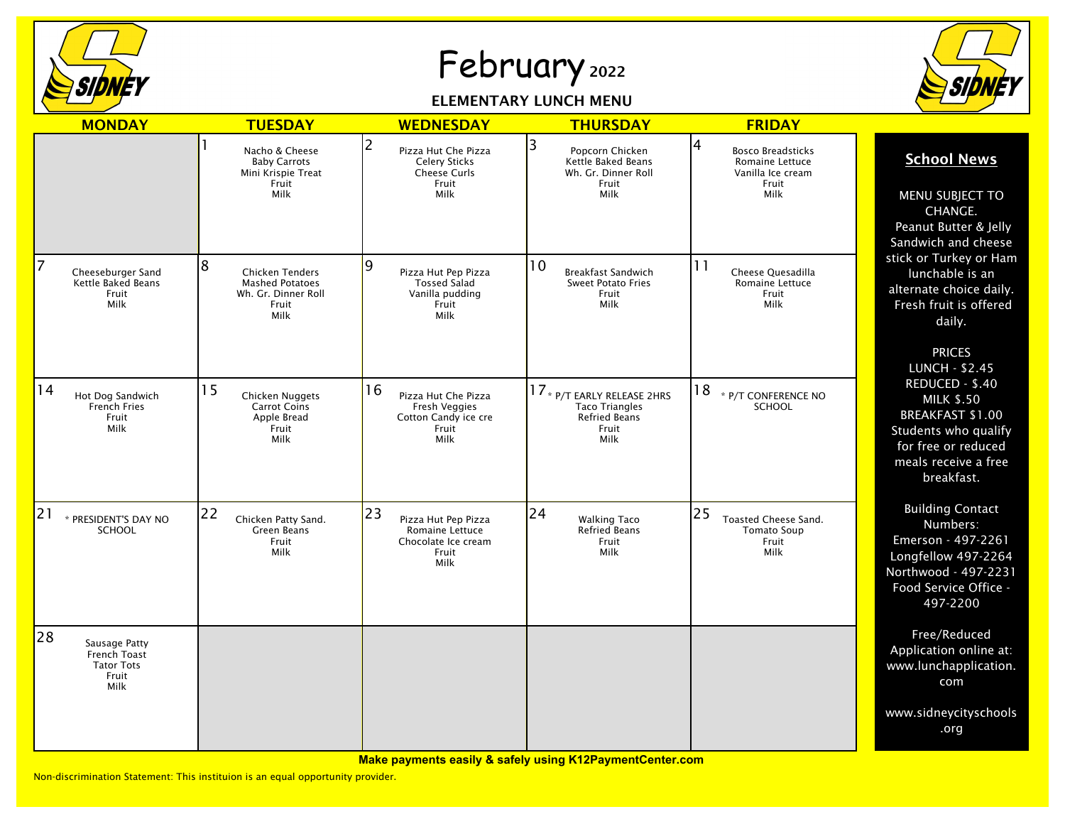# February 2022

## ELEMENTARY LUNCH MENU

| MONDAY | TUESDAY | WEDNESDAY | THURSDAY | FRIDAY |
|---|---|---|---|---|
| | 1<br>Nacho & Cheese<br>Baby Carrots<br>Mini Krispie Treat<br>Fruit<br>Milk | 2<br>Pizza Hut Che Pizza<br>Celery Sticks<br>Cheese Curls<br>Fruit<br>Milk | 3<br>Popcorn Chicken<br>Kettle Baked Beans<br>Wh. Gr. Dinner Roll<br>Fruit<br>Milk | 4<br>Bosco Breadsticks<br>Romaine Lettuce<br>Vanilla Ice cream<br>Fruit<br>Milk |
| 7<br>Cheeseburger Sand<br>Kettle Baked Beans<br>Fruit<br>Milk | 8<br>Chicken Tenders<br>Mashed Potatoes<br>Wh. Gr. Dinner Roll<br>Fruit<br>Milk | 9<br>Pizza Hut Pep Pizza<br>Tossed Salad<br>Vanilla pudding<br>Fruit<br>Milk | 10<br>Breakfast Sandwich<br>Sweet Potato Fries<br>Fruit<br>Milk | 11<br>Cheese Quesadilla<br>Romaine Lettuce<br>Fruit<br>Milk |
| 14<br>Hot Dog Sandwich<br>French Fries<br>Fruit<br>Milk | 15<br>Chicken Nuggets<br>Carrot Coins<br>Apple Bread<br>Fruit<br>Milk | 16<br>Pizza Hut Che Pizza<br>Fresh Veggies<br>Cotton Candy ice cre<br>Fruit<br>Milk | 17<br>* P/T EARLY RELEASE 2HRS<br>Taco Triangles<br>Refried Beans<br>Fruit<br>Milk | 18<br>* P/T CONFERENCE NO SCHOOL |
| 21<br>* PRESIDENT'S DAY NO SCHOOL | 22<br>Chicken Patty Sand.<br>Green Beans<br>Fruit<br>Milk | 23<br>Pizza Hut Pep Pizza<br>Romaine Lettuce<br>Chocolate Ice cream<br>Fruit<br>Milk | 24<br>Walking Taco<br>Refried Beans<br>Fruit<br>Milk | 25<br>Toasted Cheese Sand.<br>Tomato Soup<br>Fruit<br>Milk |
| 28<br>Sausage Patty<br>French Toast<br>Tator Tots<br>Fruit<br>Milk | | | | |

## School News

MENU SUBJECT TO CHANGE.
Peanut Butter & Jelly Sandwich and cheese stick or Turkey or Ham lunchable is an alternate choice daily.
Fresh fruit is offered daily.

PRICES
LUNCH - $2.45
REDUCED - $.40
MILK $.50
BREAKFAST $1.00
Students who qualify for free or reduced meals receive a free breakfast.

Building Contact Numbers:
Emerson - 497-2261
Longfellow 497-2264
Northwood - 497-2231
Food Service Office - 497-2200

Free/Reduced Application online at: www.lunchapplication.com

www.sidneycityschools.org

**Make payments easily & safely using K12PaymentCenter.com**

Non-discrimination Statement: This instituion is an equal opportunity provider.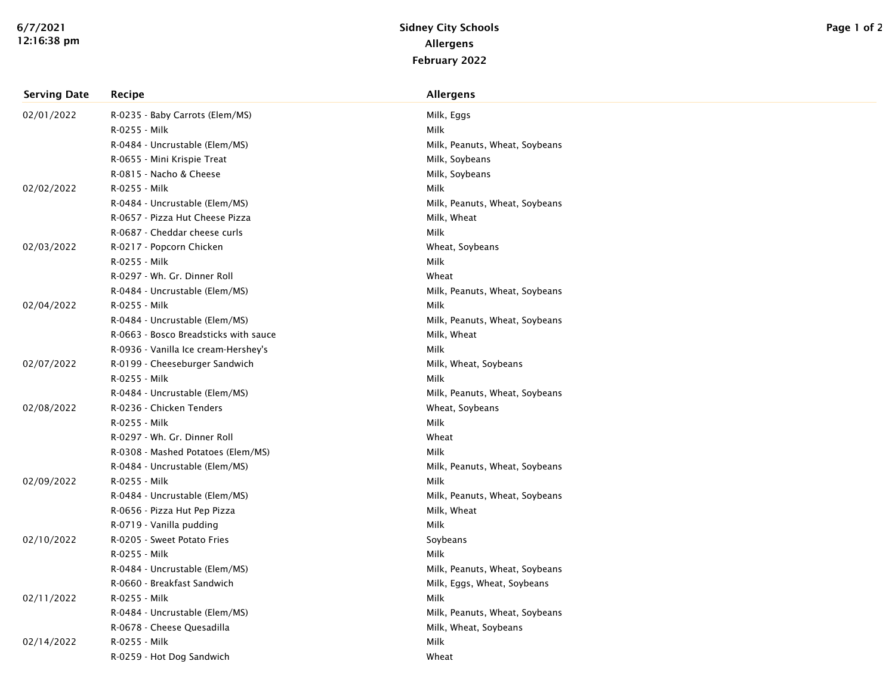# Sidney City Schools

## Allergens

### February 2022

| Serving Date | Recipe | Allergens |
|---|---|---|
| 02/01/2022 | R-0235 - Baby Carrots (Elem/MS) | Milk, Eggs |
| | R-0255 - Milk | Milk |
| | R-0484 - Uncrustable (Elem/MS) | Milk, Peanuts, Wheat, Soybeans |
| | R-0655 - Mini Krispie Treat | Milk, Soybeans |
| | R-0815 - Nacho & Cheese | Milk, Soybeans |
| 02/02/2022 | R-0255 - Milk | Milk |
| | R-0484 - Uncrustable (Elem/MS) | Milk, Peanuts, Wheat, Soybeans |
| | R-0657 - Pizza Hut Cheese Pizza | Milk, Wheat |
| | R-0687 - Cheddar cheese curls | Milk |
| 02/03/2022 | R-0217 - Popcorn Chicken | Wheat, Soybeans |
| | R-0255 - Milk | Milk |
| | R-0297 - Wh. Gr. Dinner Roll | Wheat |
| | R-0484 - Uncrustable (Elem/MS) | Milk, Peanuts, Wheat, Soybeans |
| 02/04/2022 | R-0255 - Milk | Milk |
| | R-0484 - Uncrustable (Elem/MS) | Milk, Peanuts, Wheat, Soybeans |
| | R-0663 - Bosco Breadsticks with sauce | Milk, Wheat |
| | R-0936 - Vanilla Ice cream-Hershey's | Milk |
| 02/07/2022 | R-0199 - Cheeseburger Sandwich | Milk, Wheat, Soybeans |
| | R-0255 - Milk | Milk |
| | R-0484 - Uncrustable (Elem/MS) | Milk, Peanuts, Wheat, Soybeans |
| 02/08/2022 | R-0236 - Chicken Tenders | Wheat, Soybeans |
| | R-0255 - Milk | Milk |
| | R-0297 - Wh. Gr. Dinner Roll | Wheat |
| | R-0308 - Mashed Potatoes (Elem/MS) | Milk |
| | R-0484 - Uncrustable (Elem/MS) | Milk, Peanuts, Wheat, Soybeans |
| 02/09/2022 | R-0255 - Milk | Milk |
| | R-0484 - Uncrustable (Elem/MS) | Milk, Peanuts, Wheat, Soybeans |
| | R-0656 - Pizza Hut Pep Pizza | Milk, Wheat |
| | R-0719 - Vanilla pudding | Milk |
| 02/10/2022 | R-0205 - Sweet Potato Fries | Soybeans |
| | R-0255 - Milk | Milk |
| | R-0484 - Uncrustable (Elem/MS) | Milk, Peanuts, Wheat, Soybeans |
| | R-0660 - Breakfast Sandwich | Milk, Eggs, Wheat, Soybeans |
| 02/11/2022 | R-0255 - Milk | Milk |
| | R-0484 - Uncrustable (Elem/MS) | Milk, Peanuts, Wheat, Soybeans |
| | R-0678 - Cheese Quesadilla | Milk, Wheat, Soybeans |
| 02/14/2022 | R-0255 - Milk | Milk |
| | R-0259 - Hot Dog Sandwich | Wheat |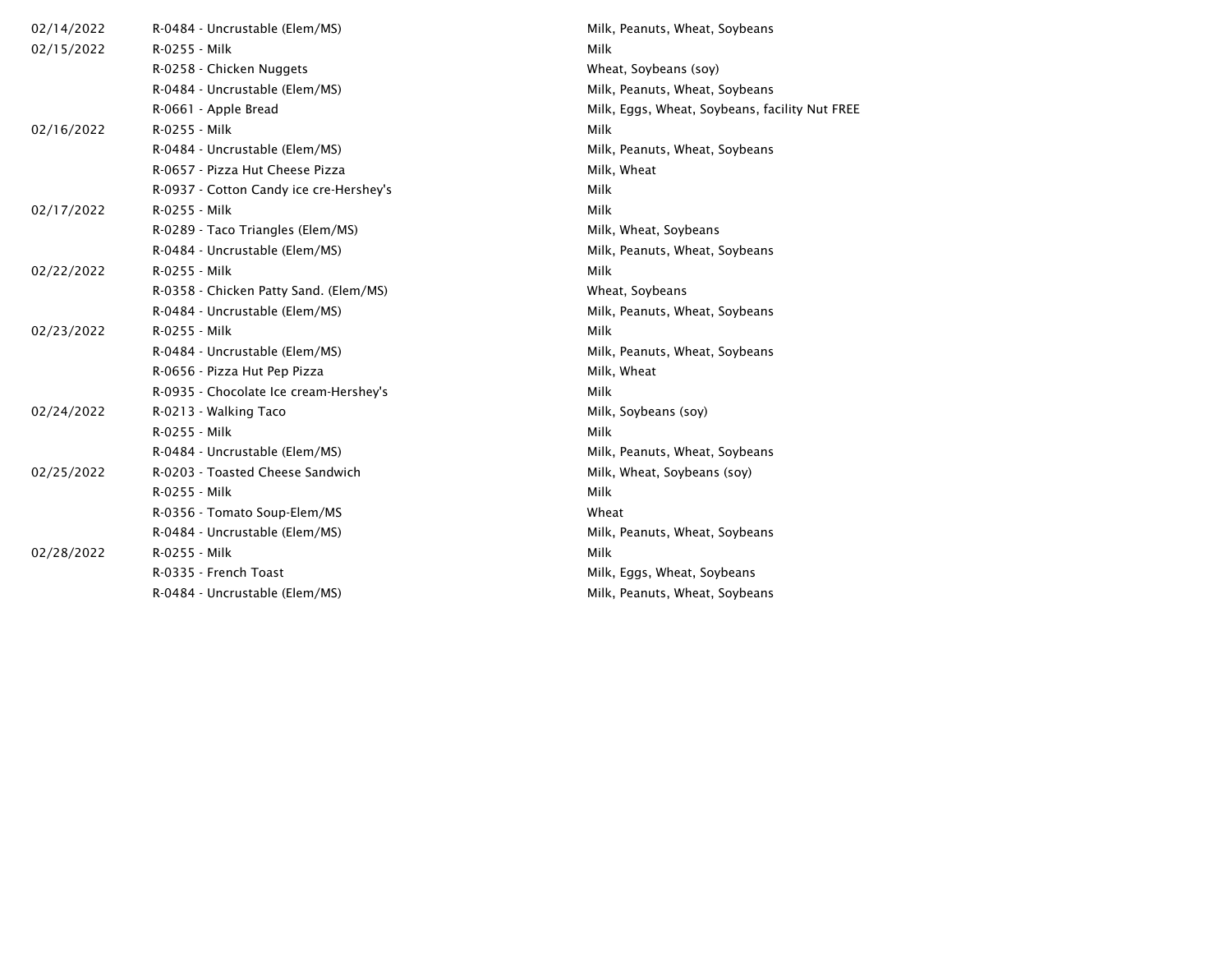| | | |
|---|---|---|
| 02/14/2022 | R-0484 - Uncrustable (Elem/MS) | Milk, Peanuts, Wheat, Soybeans |
| 02/15/2022 | R-0255 - Milk | Milk |
| | R-0258 - Chicken Nuggets | Wheat, Soybeans (soy) |
| | R-0484 - Uncrustable (Elem/MS) | Milk, Peanuts, Wheat, Soybeans |
| | R-0661 - Apple Bread | Milk, Eggs, Wheat, Soybeans, facility Nut FREE |
| 02/16/2022 | R-0255 - Milk | Milk |
| | R-0484 - Uncrustable (Elem/MS) | Milk, Peanuts, Wheat, Soybeans |
| | R-0657 - Pizza Hut Cheese Pizza | Milk, Wheat |
| | R-0937 - Cotton Candy ice cre-Hershey's | Milk |
| 02/17/2022 | R-0255 - Milk | Milk |
| | R-0289 - Taco Triangles (Elem/MS) | Milk, Wheat, Soybeans |
| | R-0484 - Uncrustable (Elem/MS) | Milk, Peanuts, Wheat, Soybeans |
| 02/22/2022 | R-0255 - Milk | Milk |
| | R-0358 - Chicken Patty Sand. (Elem/MS) | Wheat, Soybeans |
| | R-0484 - Uncrustable (Elem/MS) | Milk, Peanuts, Wheat, Soybeans |
| 02/23/2022 | R-0255 - Milk | Milk |
| | R-0484 - Uncrustable (Elem/MS) | Milk, Peanuts, Wheat, Soybeans |
| | R-0656 - Pizza Hut Pep Pizza | Milk, Wheat |
| | R-0935 - Chocolate Ice cream-Hershey's | Milk |
| 02/24/2022 | R-0213 - Walking Taco | Milk, Soybeans (soy) |
| | R-0255 - Milk | Milk |
| | R-0484 - Uncrustable (Elem/MS) | Milk, Peanuts, Wheat, Soybeans |
| 02/25/2022 | R-0203 - Toasted Cheese Sandwich | Milk, Wheat, Soybeans (soy) |
| | R-0255 - Milk | Milk |
| | R-0356 - Tomato Soup-Elem/MS | Wheat |
| | R-0484 - Uncrustable (Elem/MS) | Milk, Peanuts, Wheat, Soybeans |
| 02/28/2022 | R-0255 - Milk | Milk |
| | R-0335 - French Toast | Milk, Eggs, Wheat, Soybeans |
| | R-0484 - Uncrustable (Elem/MS) | Milk, Peanuts, Wheat, Soybeans |